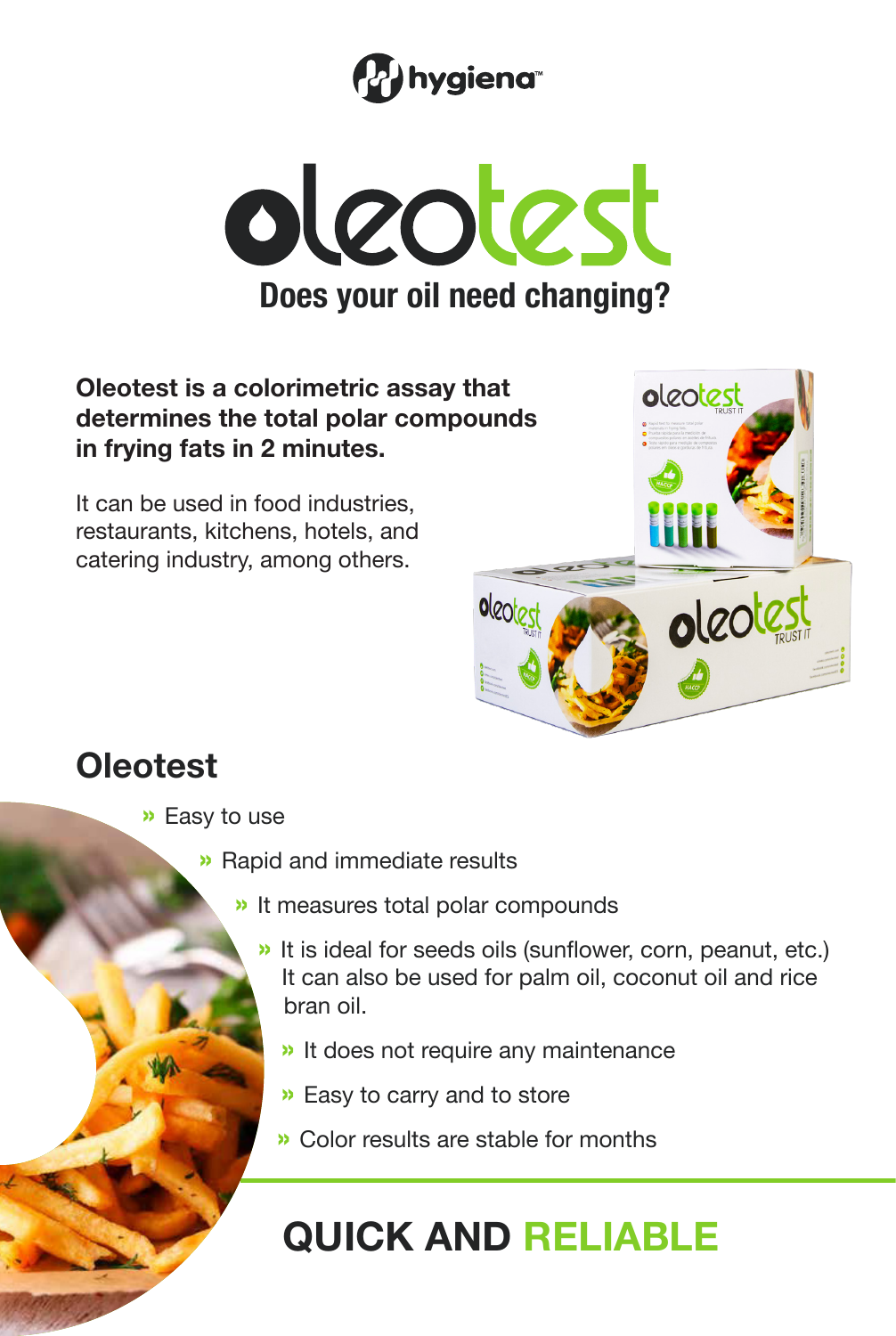hygiena™

# oleotest

**Does your oil need changing?**

**Oleotest is a colorimetric assay that determines the total polar compounds in frying fats in 2 minutes.**

It can be used in food industries, restaurants, kitchens, hotels, and catering industry, among others.

## Oleotest

- Easy to use
- Rapid and immediate results
- It measures total polar compounds
- It is ideal for seeds oils (sunflower, corn, peanut, etc.) It can also be used for palm oil, coconut oil and rice bran oil.
- It does not require any maintenance
- Easy to carry and to store
- Color results are stable for months

## QUICK AND RELIABLE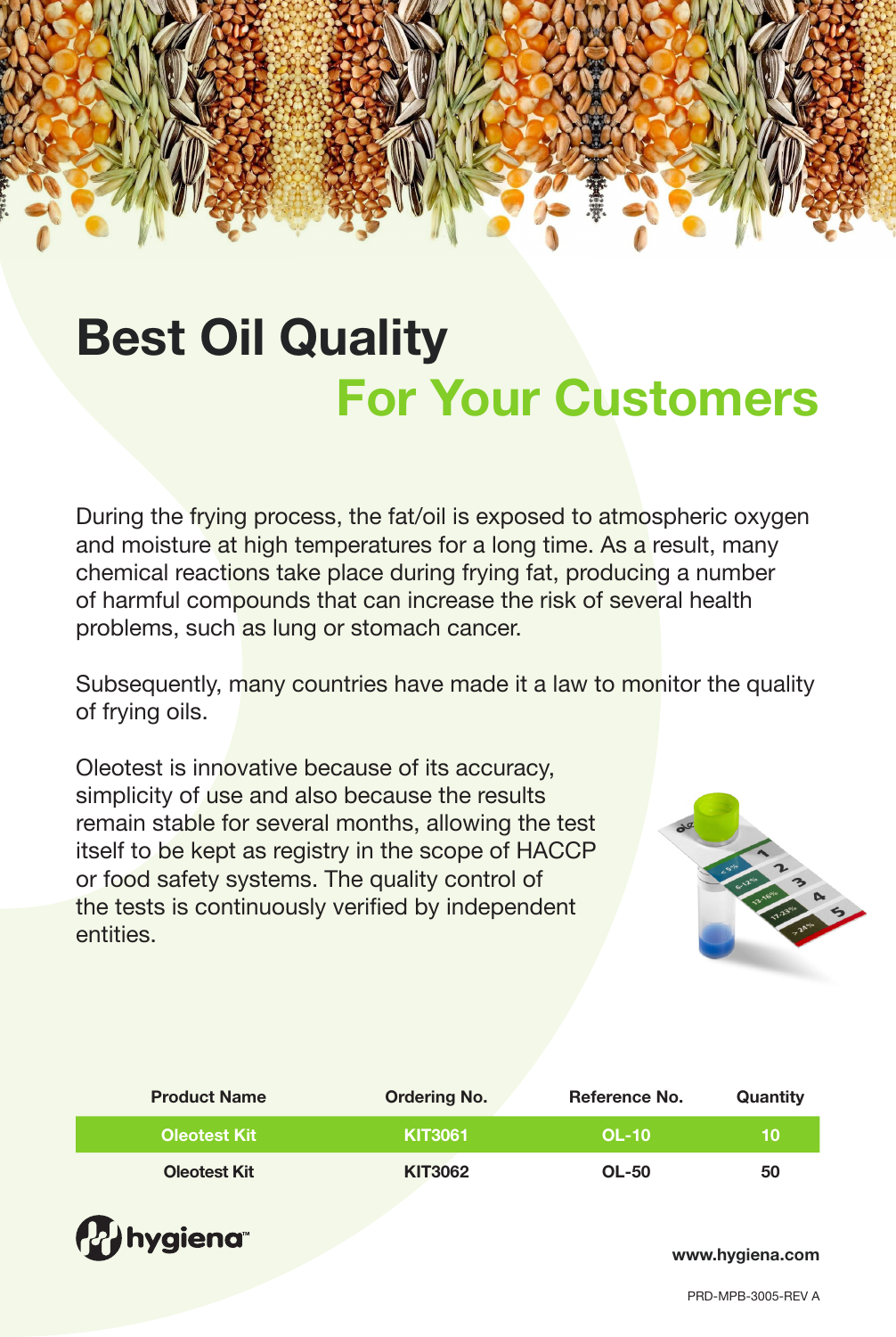# Best Oil Quality
## For Your Customers

During the frying process, the fat/oil is exposed to atmospheric oxygen and moisture at high temperatures for a long time. As a result, many chemical reactions take place during frying fat, producing a number of harmful compounds that can increase the risk of several health problems, such as lung or stomach cancer.

Subsequently, many countries have made it a law to monitor the quality of frying oils.

Oleotest is innovative because of its accuracy, simplicity of use and also because the results remain stable for several months, allowing the test itself to be kept as registry in the scope of HACCP or food safety systems. The quality control of the tests is continuously verified by independent entities.

| Product Name | Ordering No. | Reference No. | Quantity |
|---|---|---|---|
| Oleotest Kit | KIT3061 | OL-10 | 10 |
| Oleotest Kit | KIT3062 | OL-50 | 50 |

hygiena™

www.hygiena.com

PRD-MPB-3005-REV A